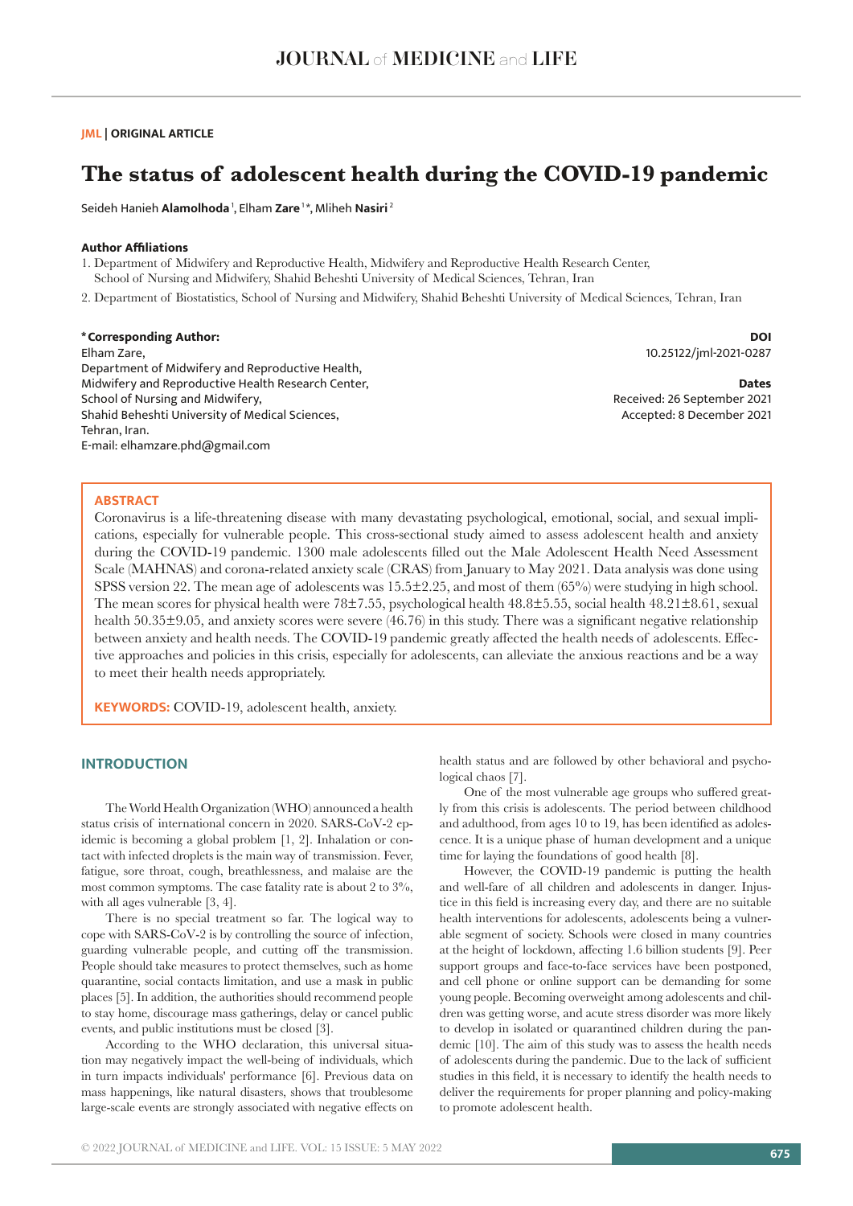**JML | ORIGINAL ARTICLE**

# The status of adolescent health during the COVID-19 pandemic

Seideh Hanieh **Alamolhoda** [1], Elham **Zare** [1*], Mliheh **Nasiri** [2]

**Author Affiliations**

1. Department of Midwifery and Reproductive Health, Midwifery and Reproductive Health Research Center, School of Nursing and Midwifery, Shahid Beheshti University of Medical Sciences, Tehran, Iran
2. Department of Biostatistics, School of Nursing and Midwifery, Shahid Beheshti University of Medical Sciences, Tehran, Iran

**\* Corresponding Author:**
Elham Zare,
Department of Midwifery and Reproductive Health,
Midwifery and Reproductive Health Research Center,
School of Nursing and Midwifery,
Shahid Beheshti University of Medical Sciences,
Tehran, Iran.
E-mail: elhamzare.phd@gmail.com

**DOI**
10.25122/jml-2021-0287

**Dates**
Received: 26 September 2021
Accepted: 8 December 2021

## ABSTRACT

Coronavirus is a life-threatening disease with many devastating psychological, emotional, social, and sexual implications, especially for vulnerable people. This cross-sectional study aimed to assess adolescent health and anxiety during the COVID-19 pandemic. 1300 male adolescents filled out the Male Adolescent Health Need Assessment Scale (MAHNAS) and corona-related anxiety scale (CRAS) from January to May 2021. Data analysis was done using SPSS version 22. The mean age of adolescents was 15.5±2.25, and most of them (65%) were studying in high school. The mean scores for physical health were 78±7.55, psychological health 48.8±5.55, social health 48.21±8.61, sexual health 50.35±9.05, and anxiety scores were severe (46.76) in this study. There was a significant negative relationship between anxiety and health needs. The COVID-19 pandemic greatly affected the health needs of adolescents. Effective approaches and policies in this crisis, especially for adolescents, can alleviate the anxious reactions and be a way to meet their health needs appropriately.

**KEYWORDS:** COVID-19, adolescent health, anxiety.

## INTRODUCTION

The World Health Organization (WHO) announced a health status crisis of international concern in 2020. SARS-CoV-2 epidemic is becoming a global problem [1, 2]. Inhalation or contact with infected droplets is the main way of transmission. Fever, fatigue, sore throat, cough, breathlessness, and malaise are the most common symptoms. The case fatality rate is about 2 to 3%, with all ages vulnerable [3, 4].

There is no special treatment so far. The logical way to cope with SARS-CoV-2 is by controlling the source of infection, guarding vulnerable people, and cutting off the transmission. People should take measures to protect themselves, such as home quarantine, social contacts limitation, and use a mask in public places [5]. In addition, the authorities should recommend people to stay home, discourage mass gatherings, delay or cancel public events, and public institutions must be closed [3].

According to the WHO declaration, this universal situation may negatively impact the well-being of individuals, which in turn impacts individuals' performance [6]. Previous data on mass happenings, like natural disasters, shows that troublesome large-scale events are strongly associated with negative effects on health status and are followed by other behavioral and psychological chaos [7].

One of the most vulnerable age groups who suffered greatly from this crisis is adolescents. The period between childhood and adulthood, from ages 10 to 19, has been identified as adolescence. It is a unique phase of human development and a unique time for laying the foundations of good health [8].

However, the COVID-19 pandemic is putting the health and well-fare of all children and adolescents in danger. Injustice in this field is increasing every day, and there are no suitable health interventions for adolescents, adolescents being a vulnerable segment of society. Schools were closed in many countries at the height of lockdown, affecting 1.6 billion students [9]. Peer support groups and face-to-face services have been postponed, and cell phone or online support can be demanding for some young people. Becoming overweight among adolescents and children was getting worse, and acute stress disorder was more likely to develop in isolated or quarantined children during the pandemic [10]. The aim of this study was to assess the health needs of adolescents during the pandemic. Due to the lack of sufficient studies in this field, it is necessary to identify the health needs to deliver the requirements for proper planning and policy-making to promote adolescent health.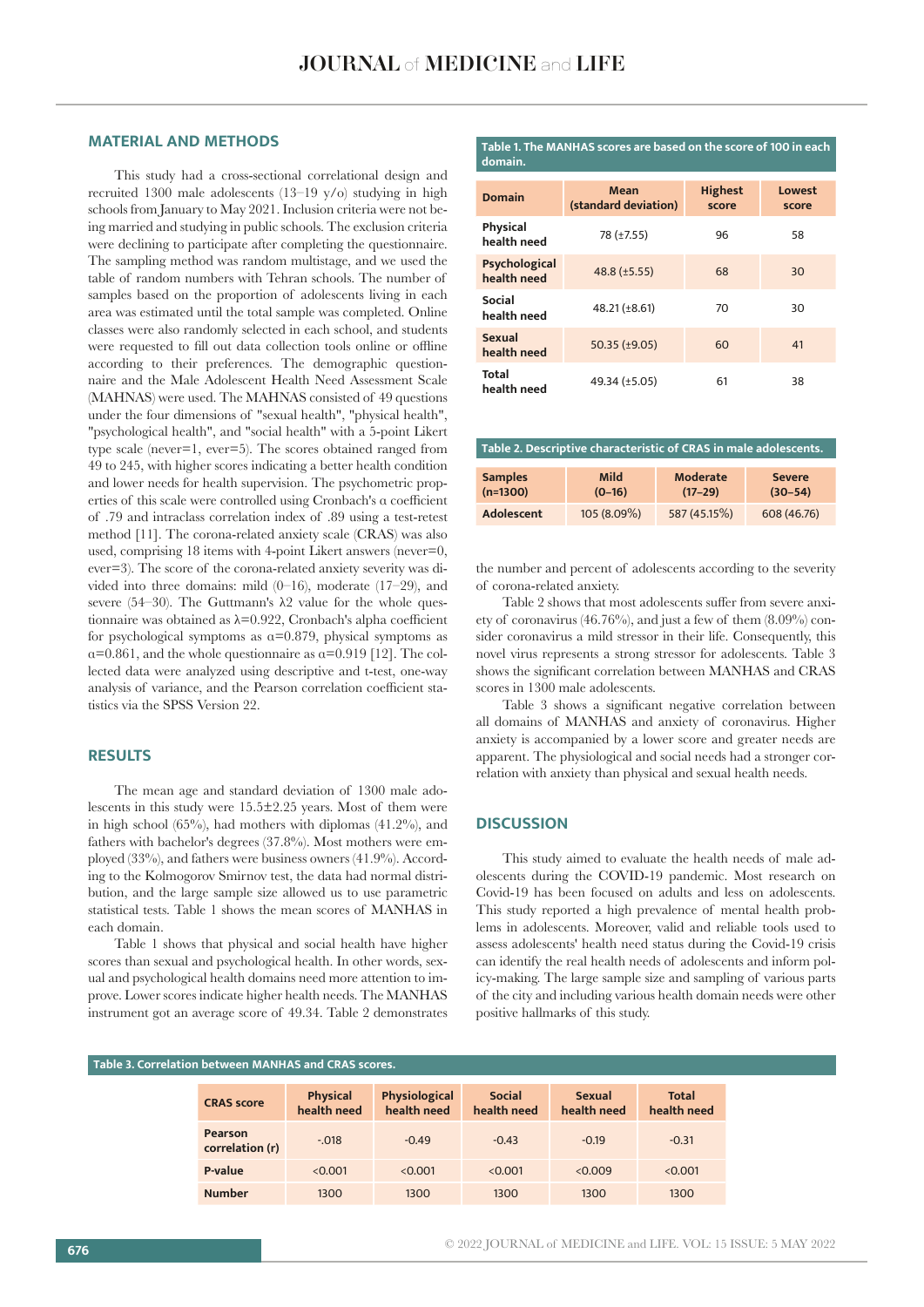## MATERIAL AND METHODS

This study had a cross-sectional correlational design and recruited 1300 male adolescents (13–19 y/o) studying in high schools from January to May 2021. Inclusion criteria were not being married and studying in public schools. The exclusion criteria were declining to participate after completing the questionnaire. The sampling method was random multistage, and we used the table of random numbers with Tehran schools. The number of samples based on the proportion of adolescents living in each area was estimated until the total sample was completed. Online classes were also randomly selected in each school, and students were requested to fill out data collection tools online or offline according to their preferences. The demographic questionnaire and the Male Adolescent Health Need Assessment Scale (MAHNAS) were used. The MAHNAS consisted of 49 questions under the four dimensions of "sexual health", "physical health", "psychological health", and "social health" with a 5-point Likert type scale (never=1, ever=5). The scores obtained ranged from 49 to 245, with higher scores indicating a better health condition and lower needs for health supervision. The psychometric properties of this scale were controlled using Cronbach's α coefficient of .79 and intraclass correlation index of .89 using a test-retest method [11]. The corona-related anxiety scale (CRAS) was also used, comprising 18 items with 4-point Likert answers (never=0, ever=3). The score of the corona-related anxiety severity was divided into three domains: mild (0–16), moderate (17–29), and severe (54–30). The Guttmann's λ2 value for the whole questionnaire was obtained as λ=0.922, Cronbach's alpha coefficient for psychological symptoms as α=0.879, physical symptoms as α=0.861, and the whole questionnaire as α=0.919 [12]. The collected data were analyzed using descriptive and t-test, one-way analysis of variance, and the Pearson correlation coefficient statistics via the SPSS Version 22.

## RESULTS

The mean age and standard deviation of 1300 male adolescents in this study were 15.5±2.25 years. Most of them were in high school (65%), had mothers with diplomas (41.2%), and fathers with bachelor's degrees (37.8%). Most mothers were employed (33%), and fathers were business owners (41.9%). According to the Kolmogorov Smirnov test, the data had normal distribution, and the large sample size allowed us to use parametric statistical tests. Table 1 shows the mean scores of MANHAS in each domain.

Table 1 shows that physical and social health have higher scores than sexual and psychological health. In other words, sexual and psychological health domains need more attention to improve. Lower scores indicate higher health needs. The MANHAS instrument got an average score of 49.34. Table 2 demonstrates the number and percent of adolescents according to the severity of corona-related anxiety.

**Table 1. The MANHAS scores are based on the score of 100 in each domain.**

| Domain | Mean (standard deviation) | Highest score | Lowest score |
|---|---|---|---|
| Physical health need | 78 (±7.55) | 96 | 58 |
| Psychological health need | 48.8 (±5.55) | 68 | 30 |
| Social health need | 48.21 (±8.61) | 70 | 30 |
| Sexual health need | 50.35 (±9.05) | 60 | 41 |
| Total health need | 49.34 (±5.05) | 61 | 38 |

**Table 2. Descriptive characteristic of CRAS in male adolescents.**

| Samples (n=1300) | Mild (0–16) | Moderate (17–29) | Severe (30–54) |
|---|---|---|---|
| Adolescent | 105 (8.09%) | 587 (45.15%) | 608 (46.76) |

Table 2 shows that most adolescents suffer from severe anxiety of coronavirus (46.76%), and just a few of them (8.09%) consider coronavirus a mild stressor in their life. Consequently, this novel virus represents a strong stressor for adolescents. Table 3 shows the significant correlation between MANHAS and CRAS scores in 1300 male adolescents.

Table 3 shows a significant negative correlation between all domains of MANHAS and anxiety of coronavirus. Higher anxiety is accompanied by a lower score and greater needs are apparent. The physiological and social needs had a stronger correlation with anxiety than physical and sexual health needs.

**Table 3. Correlation between MANHAS and CRAS scores.**

| CRAS score | Physical health need | Physiological health need | Social health need | Sexual health need | Total health need |
|---|---|---|---|---|---|
| Pearson correlation (r) | -.018 | -0.49 | -0.43 | -0.19 | -0.31 |
| P-value | <0.001 | <0.001 | <0.001 | <0.009 | <0.001 |
| Number | 1300 | 1300 | 1300 | 1300 | 1300 |

## DISCUSSION

This study aimed to evaluate the health needs of male adolescents during the COVID-19 pandemic. Most research on Covid-19 has been focused on adults and less on adolescents. This study reported a high prevalence of mental health problems in adolescents. Moreover, valid and reliable tools used to assess adolescents' health need status during the Covid-19 crisis can identify the real health needs of adolescents and inform policy-making. The large sample size and sampling of various parts of the city and including various health domain needs were other positive hallmarks of this study.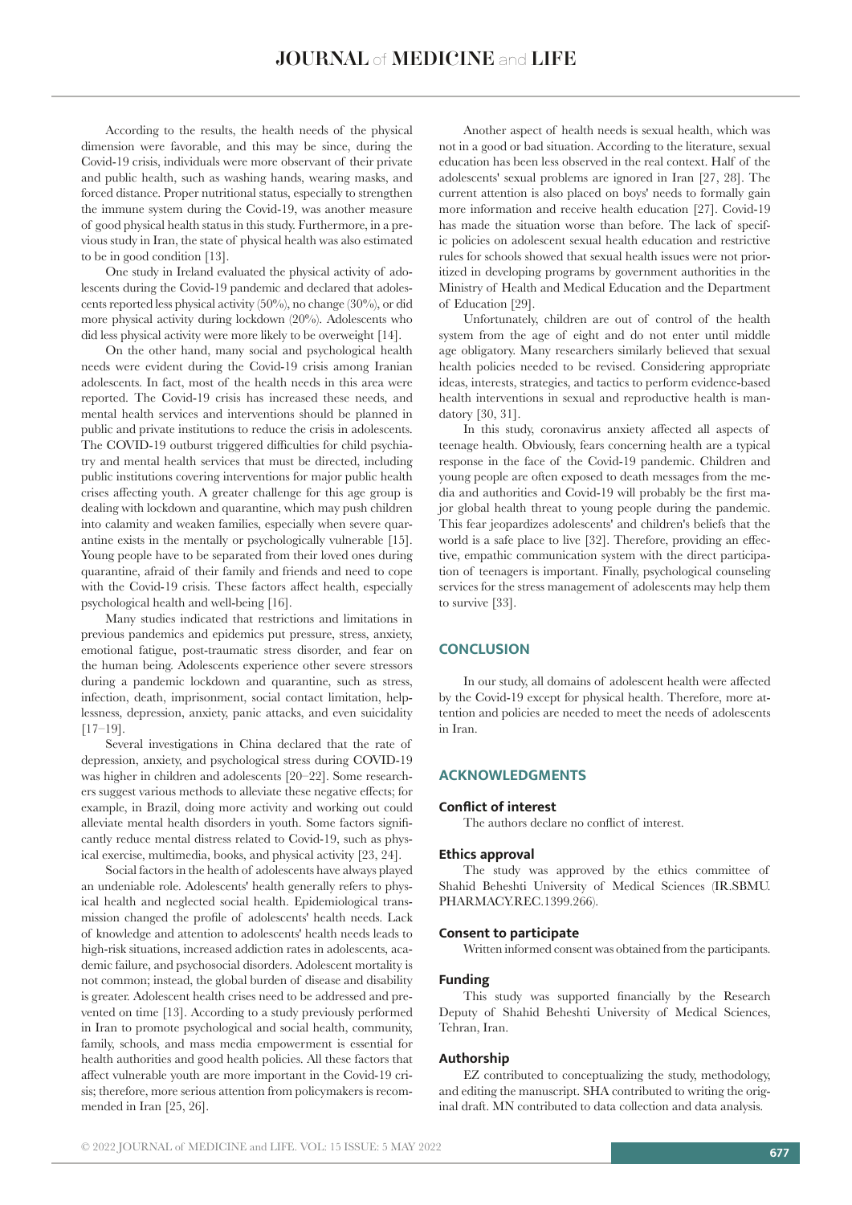According to the results, the health needs of the physical dimension were favorable, and this may be since, during the Covid-19 crisis, individuals were more observant of their private and public health, such as washing hands, wearing masks, and forced distance. Proper nutritional status, especially to strengthen the immune system during the Covid-19, was another measure of good physical health status in this study. Furthermore, in a previous study in Iran, the state of physical health was also estimated to be in good condition [13].

One study in Ireland evaluated the physical activity of adolescents during the Covid-19 pandemic and declared that adolescents reported less physical activity (50%), no change (30%), or did more physical activity during lockdown (20%). Adolescents who did less physical activity were more likely to be overweight [14].

On the other hand, many social and psychological health needs were evident during the Covid-19 crisis among Iranian adolescents. In fact, most of the health needs in this area were reported. The Covid-19 crisis has increased these needs, and mental health services and interventions should be planned in public and private institutions to reduce the crisis in adolescents. The COVID-19 outburst triggered difficulties for child psychiatry and mental health services that must be directed, including public institutions covering interventions for major public health crises affecting youth. A greater challenge for this age group is dealing with lockdown and quarantine, which may push children into calamity and weaken families, especially when severe quarantine exists in the mentally or psychologically vulnerable [15]. Young people have to be separated from their loved ones during quarantine, afraid of their family and friends and need to cope with the Covid-19 crisis. These factors affect health, especially psychological health and well-being [16].

Many studies indicated that restrictions and limitations in previous pandemics and epidemics put pressure, stress, anxiety, emotional fatigue, post-traumatic stress disorder, and fear on the human being. Adolescents experience other severe stressors during a pandemic lockdown and quarantine, such as stress, infection, death, imprisonment, social contact limitation, helplessness, depression, anxiety, panic attacks, and even suicidality [17–19].

Several investigations in China declared that the rate of depression, anxiety, and psychological stress during COVID-19 was higher in children and adolescents [20–22]. Some researchers suggest various methods to alleviate these negative effects; for example, in Brazil, doing more activity and working out could alleviate mental health disorders in youth. Some factors significantly reduce mental distress related to Covid-19, such as physical exercise, multimedia, books, and physical activity [23, 24].

Social factors in the health of adolescents have always played an undeniable role. Adolescents' health generally refers to physical health and neglected social health. Epidemiological transmission changed the profile of adolescents' health needs. Lack of knowledge and attention to adolescents' health needs leads to high-risk situations, increased addiction rates in adolescents, academic failure, and psychosocial disorders. Adolescent mortality is not common; instead, the global burden of disease and disability is greater. Adolescent health crises need to be addressed and prevented on time [13]. According to a study previously performed in Iran to promote psychological and social health, community, family, schools, and mass media empowerment is essential for health authorities and good health policies. All these factors that affect vulnerable youth are more important in the Covid-19 crisis; therefore, more serious attention from policymakers is recommended in Iran [25, 26].

Another aspect of health needs is sexual health, which was not in a good or bad situation. According to the literature, sexual education has been less observed in the real context. Half of the adolescents' sexual problems are ignored in Iran [27, 28]. The current attention is also placed on boys' needs to formally gain more information and receive health education [27]. Covid-19 has made the situation worse than before. The lack of specific policies on adolescent sexual health education and restrictive rules for schools showed that sexual health issues were not prioritized in developing programs by government authorities in the Ministry of Health and Medical Education and the Department of Education [29].

Unfortunately, children are out of control of the health system from the age of eight and do not enter until middle age obligatory. Many researchers similarly believed that sexual health policies needed to be revised. Considering appropriate ideas, interests, strategies, and tactics to perform evidence-based health interventions in sexual and reproductive health is mandatory [30, 31].

In this study, coronavirus anxiety affected all aspects of teenage health. Obviously, fears concerning health are a typical response in the face of the Covid-19 pandemic. Children and young people are often exposed to death messages from the media and authorities and Covid-19 will probably be the first major global health threat to young people during the pandemic. This fear jeopardizes adolescents' and children's beliefs that the world is a safe place to live [32]. Therefore, providing an effective, empathic communication system with the direct participation of teenagers is important. Finally, psychological counseling services for the stress management of adolescents may help them to survive [33].

## CONCLUSION

In our study, all domains of adolescent health were affected by the Covid-19 except for physical health. Therefore, more attention and policies are needed to meet the needs of adolescents in Iran.

## ACKNOWLEDGMENTS

### Conflict of interest

The authors declare no conflict of interest.

### Ethics approval

The study was approved by the ethics committee of Shahid Beheshti University of Medical Sciences (IR.SBMU.PHARMACY.REC.1399.266).

### Consent to participate

Written informed consent was obtained from the participants.

### Funding

This study was supported financially by the Research Deputy of Shahid Beheshti University of Medical Sciences, Tehran, Iran.

### Authorship

EZ contributed to conceptualizing the study, methodology, and editing the manuscript. SHA contributed to writing the original draft. MN contributed to data collection and data analysis.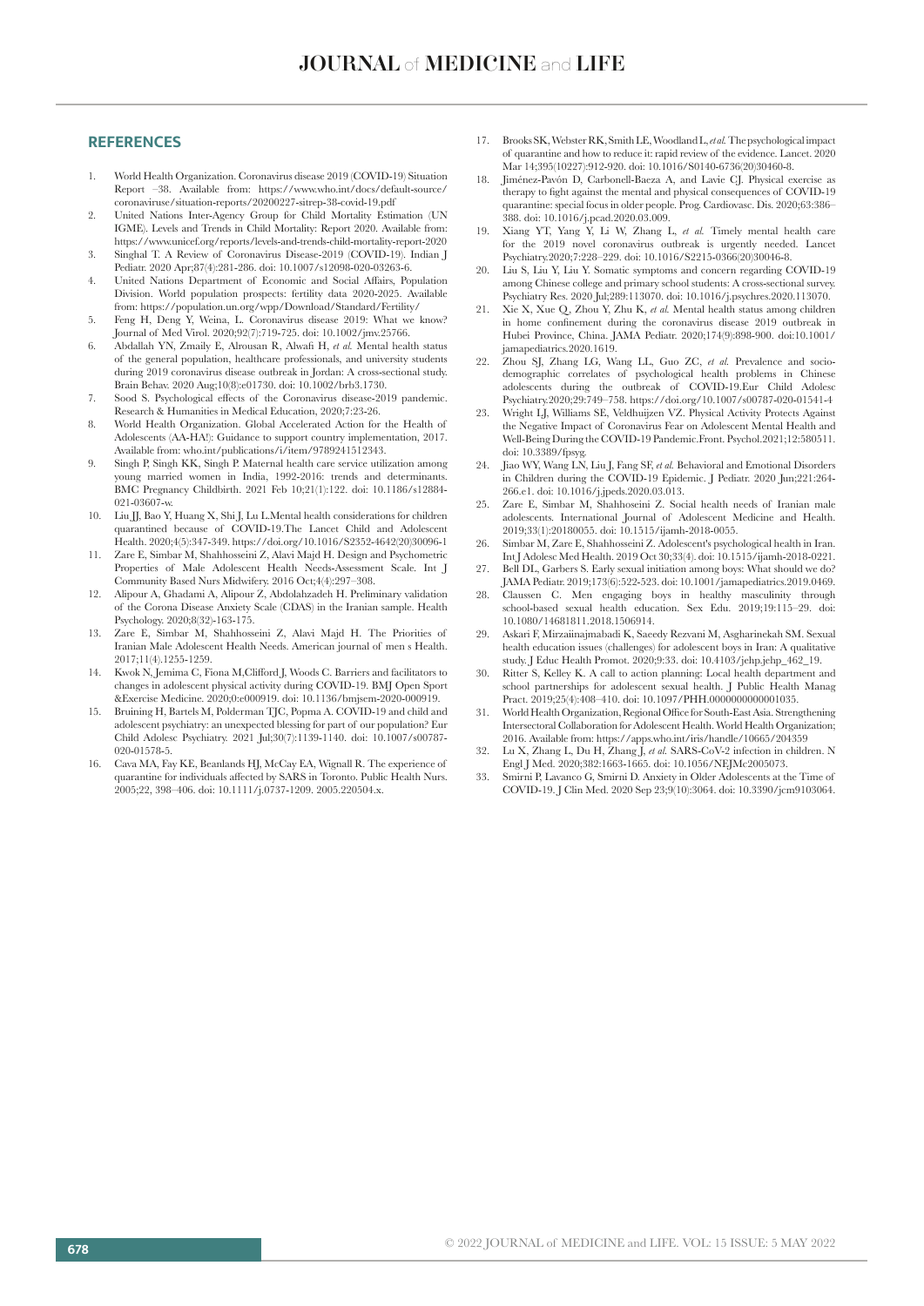## REFERENCES

1. World Health Organization. Coronavirus disease 2019 (COVID-19) Situation Report –38. Available from: https://www.who.int/docs/default-source/coronaviruse/situation-reports/20200227-sitrep-38-covid-19.pdf
2. United Nations Inter-Agency Group for Child Mortality Estimation (UN IGME). Levels and Trends in Child Mortality: Report 2020. Available from: https://www.unicef.org/reports/levels-and-trends-child-mortality-report-2020
3. Singhal T. A Review of Coronavirus Disease-2019 (COVID-19). Indian J Pediatr. 2020 Apr;87(4):281-286. doi: 10.1007/s12098-020-03263-6.
4. United Nations Department of Economic and Social Affairs, Population Division. World population prospects: fertility data 2020-2025. Available from: https://population.un.org/wpp/Download/Standard/Fertility/
5. Feng H, Deng Y, Weina, L. Coronavirus disease 2019: What we know? Journal of Med Virol. 2020;92(7):719-725. doi: 10.1002/jmv.25766.
6. Abdallah YN, Zmaily E, Alrousan R, Alwafi H, *et al.* Mental health status of the general population, healthcare professionals, and university students during 2019 coronavirus disease outbreak in Jordan: A cross-sectional study. Brain Behav. 2020 Aug;10(8):e01730. doi: 10.1002/brb3.1730.
7. Sood S. Psychological effects of the Coronavirus disease-2019 pandemic. Research & Humanities in Medical Education, 2020;7:23-26.
8. World Health Organization. Global Accelerated Action for the Health of Adolescents (AA-HA!): Guidance to support country implementation, 2017. Available from: who.int/publications/i/item/9789241512343.
9. Singh P, Singh KK, Singh P. Maternal health care service utilization among young married women in India, 1992-2016: trends and determinants. BMC Pregnancy Childbirth. 2021 Feb 10;21(1):122. doi: 10.1186/s12884-021-03607-w.
10. Liu JJ, Bao Y, Huang X, Shi J, Lu L.Mental health considerations for children quarantined because of COVID-19.The Lancet Child and Adolescent Health. 2020;4(5):347-349. https://doi.org/10.1016/S2352-4642(20)30096-1
11. Zare E, Simbar M, Shahhosseini Z, Alavi Majd H. Design and Psychometric Properties of Male Adolescent Health Needs-Assessment Scale. Int J Community Based Nurs Midwifery. 2016 Oct;4(4):297–308.
12. Alipour A, Ghadami A, Alipour Z, Abdolahzadeh H. Preliminary validation of the Corona Disease Anxiety Scale (CDAS) in the Iranian sample. Health Psychology. 2020;8(32)-163-175.
13. Zare E, Simbar M, Shahhosseini Z, Alavi Majd H. The Priorities of Iranian Male Adolescent Health Needs. American journal of men s Health. 2017;11(4).1255-1259.
14. Kwok N, Jemima C, Fiona M,Clifford J, Woods C. Barriers and facilitators to changes in adolescent physical activity during COVID-19. BMJ Open Sport &Exercise Medicine. 2020;0:e000919. doi: 10.1136/bmjsem-2020-000919.
15. Bruining H, Bartels M, Polderman TJC, Popma A. COVID-19 and child and adolescent psychiatry: an unexpected blessing for part of our population? Eur Child Adolesc Psychiatry. 2021 Jul;30(7):1139-1140. doi: 10.1007/s00787-020-01578-5.
16. Cava MA, Fay KE, Beanlands HJ, McCay EA, Wignall R. The experience of quarantine for individuals affected by SARS in Toronto. Public Health Nurs. 2005;22, 398–406. doi: 10.1111/j.0737-1209. 2005.220504.x.
17. Brooks SK, Webster RK, Smith LE, Woodland L, *et al.* The psychological impact of quarantine and how to reduce it: rapid review of the evidence. Lancet. 2020 Mar 14;395(10227):912-920. doi: 10.1016/S0140-6736(20)30460-8.
18. Jiménez-Pavón D, Carbonell-Baeza A, and Lavie CJ. Physical exercise as therapy to fight against the mental and physical consequences of COVID-19 quarantine: special focus in older people. Prog. Cardiovasc. Dis. 2020;63:386–388. doi: 10.1016/j.pcad.2020.03.009.
19. Xiang YT, Yang Y, Li W, Zhang L, *et al.* Timely mental health care for the 2019 novel coronavirus outbreak is urgently needed. Lancet Psychiatry.2020;7:228–229. doi: 10.1016/S2215-0366(20)30046-8.
20. Liu S, Liu Y, Liu Y. Somatic symptoms and concern regarding COVID-19 among Chinese college and primary school students: A cross-sectional survey. Psychiatry Res. 2020 Jul;289:113070. doi: 10.1016/j.psychres.2020.113070.
21. Xie X, Xue Q, Zhou Y, Zhu K, *et al.* Mental health status among children in home confinement during the coronavirus disease 2019 outbreak in Hubei Province, China. JAMA Pediatr. 2020;174(9):898-900. doi:10.1001/jamapediatrics.2020.1619.
22. Zhou SJ, Zhang LG, Wang LL, Guo ZC, *et al.* Prevalence and socio-demographic correlates of psychological health problems in Chinese adolescents during the outbreak of COVID-19.Eur Child Adolesc Psychiatry.2020;29:749–758. https://doi.org/10.1007/s00787-020-01541-4
23. Wright LJ, Williams SE, Veldhuijzen VZ. Physical Activity Protects Against the Negative Impact of Coronavirus Fear on Adolescent Mental Health and Well-Being During the COVID-19 Pandemic.Front. Psychol.2021;12:580511. doi: 10.3389/fpsyg.
24. Jiao WY, Wang LN, Liu J, Fang SF, *et al.* Behavioral and Emotional Disorders in Children during the COVID-19 Epidemic. J Pediatr. 2020 Jun;221:264-266.e1. doi: 10.1016/j.jpeds.2020.03.013.
25. Zare E, Simbar M, Shahhoseini Z. Social health needs of Iranian male adolescents. International Journal of Adolescent Medicine and Health. 2019;33(1):20180055. doi: 10.1515/ijamh-2018-0055.
26. Simbar M, Zare E, Shahhosseini Z. Adolescent's psychological health in Iran. Int J Adolesc Med Health. 2019 Oct 30;33(4). doi: 10.1515/ijamh-2018-0221.
27. Bell DL, Garbers S. Early sexual initiation among boys: What should we do? JAMA Pediatr. 2019;173(6):522-523. doi: 10.1001/jamapediatrics.2019.0469.
28. Claussen C. Men engaging boys in healthy masculinity through school-based sexual health education. Sex Edu. 2019;19:115–29. doi: 10.1080/14681811.2018.1506914.
29. Askari F, Mirzaiinajmabadi K, Saeedy Rezvani M, Asgharinekah SM. Sexual health education issues (challenges) for adolescent boys in Iran: A qualitative study. J Educ Health Promot. 2020;9:33. doi: 10.4103/jehp.jehp_462_19.
30. Ritter S, Kelley K. A call to action planning: Local health department and school partnerships for adolescent sexual health. J Public Health Manag Pract. 2019;25(4):408–410. doi: 10.1097/PHH.0000000000001035.
31. World Health Organization, Regional Office for South-East Asia. Strengthening Intersectoral Collaboration for Adolescent Health. World Health Organization; 2016. Available from: https://apps.who.int/iris/handle/10665/204359
32. Lu X, Zhang L, Du H, Zhang J, *et al.* SARS-CoV-2 infection in children. N Engl J Med. 2020;382:1663-1665. doi: 10.1056/NEJMc2005073.
33. Smirni P, Lavanco G, Smirni D. Anxiety in Older Adolescents at the Time of COVID-19. J Clin Med. 2020 Sep 23;9(10):3064. doi: 10.3390/jcm9103064.